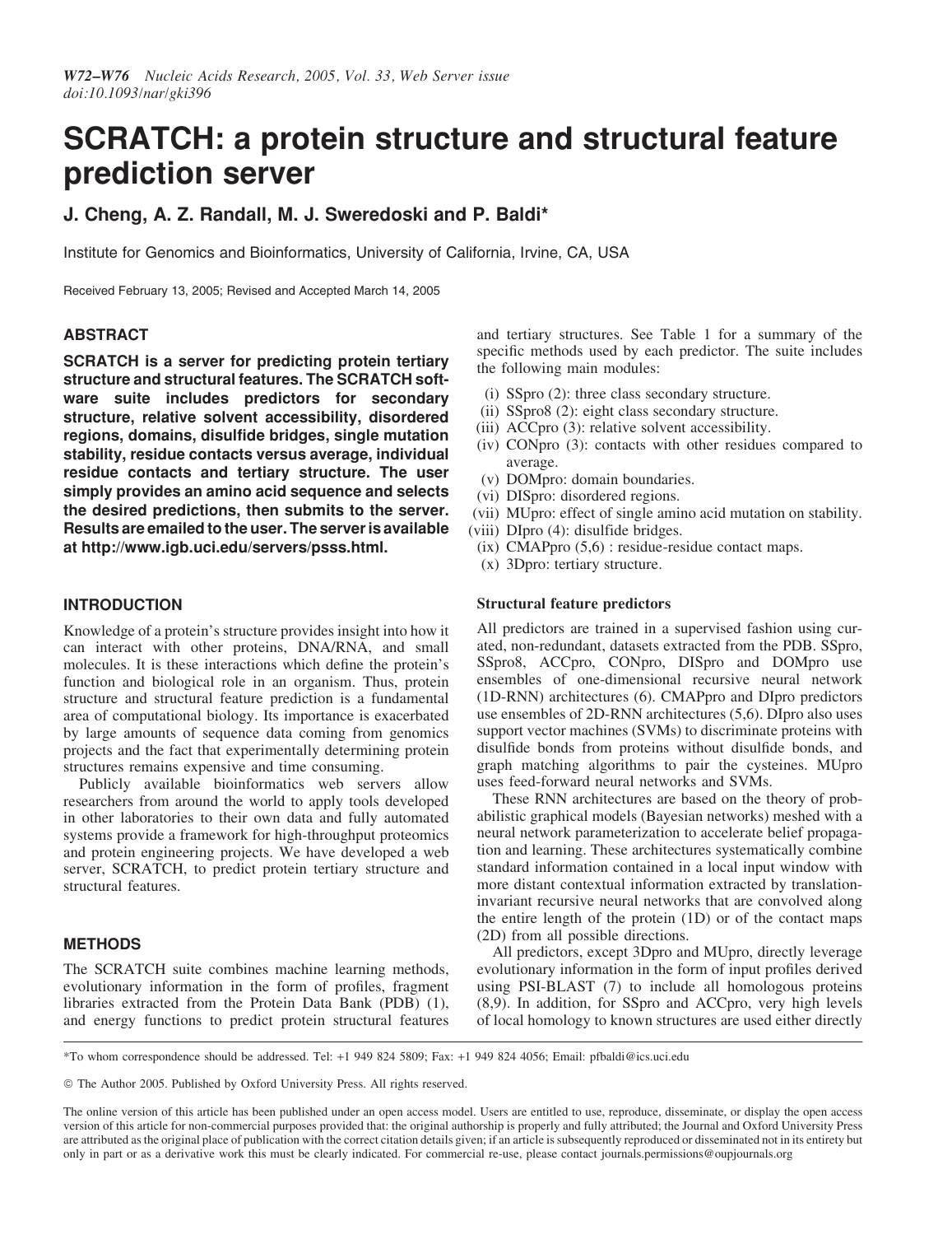# SCRATCH: a protein structure and structural feature prediction server

**J. Cheng, A. Z. Randall, M. J. Sweredoski and P. Baldi***

Institute for Genomics and Bioinformatics, University of California, Irvine, CA, USA

Received February 13, 2005; Revised and Accepted March 14, 2005

## ABSTRACT

**SCRATCH is a server for predicting protein tertiary structure and structural features. The SCRATCH software suite includes predictors for secondary structure, relative solvent accessibility, disordered regions, domains, disulfide bridges, single mutation stability, residue contacts versus average, individual residue contacts and tertiary structure. The user simply provides an amino acid sequence and selects the desired predictions, then submits to the server. Results are emailed to the user. The server is available at http://www.igb.uci.edu/servers/psss.html.**

## INTRODUCTION

Knowledge of a protein's structure provides insight into how it can interact with other proteins, DNA/RNA, and small molecules. It is these interactions which define the protein's function and biological role in an organism. Thus, protein structure and structural feature prediction is a fundamental area of computational biology. Its importance is exacerbated by large amounts of sequence data coming from genomics projects and the fact that experimentally determining protein structures remains expensive and time consuming.

Publicly available bioinformatics web servers allow researchers from around the world to apply tools developed in other laboratories to their own data and fully automated systems provide a framework for high-throughput proteomics and protein engineering projects. We have developed a web server, SCRATCH, to predict protein tertiary structure and structural features.

## METHODS

The SCRATCH suite combines machine learning methods, evolutionary information in the form of profiles, fragment libraries extracted from the Protein Data Bank (PDB) (1), and energy functions to predict protein structural features and tertiary structures. See Table 1 for a summary of the specific methods used by each predictor. The suite includes the following main modules:

(i) SSpro (2): three class secondary structure.
(ii) SSpro8 (2): eight class secondary structure.
(iii) ACCpro (3): relative solvent accessibility.
(iv) CONpro (3): contacts with other residues compared to average.
(v) DOMpro: domain boundaries.
(vi) DISpro: disordered regions.
(vii) MUpro: effect of single amino acid mutation on stability.
(viii) DIpro (4): disulfide bridges.
(ix) CMAPpro (5,6) : residue-residue contact maps.
(x) 3Dpro: tertiary structure.

### Structural feature predictors

All predictors are trained in a supervised fashion using curated, non-redundant, datasets extracted from the PDB. SSpro, SSpro8, ACCpro, CONpro, DISpro and DOMpro use ensembles of one-dimensional recursive neural network (1D-RNN) architectures (6). CMAPpro and DIpro predictors use ensembles of 2D-RNN architectures (5,6). DIpro also uses support vector machines (SVMs) to discriminate proteins with disulfide bonds from proteins without disulfide bonds, and graph matching algorithms to pair the cysteines. MUpro uses feed-forward neural networks and SVMs.

These RNN architectures are based on the theory of probabilistic graphical models (Bayesian networks) meshed with a neural network parameterization to accelerate belief propagation and learning. These architectures systematically combine standard information contained in a local input window with more distant contextual information extracted by translation-invariant recursive neural networks that are convolved along the entire length of the protein (1D) or of the contact maps (2D) from all possible directions.

All predictors, except 3Dpro and MUpro, directly leverage evolutionary information in the form of input profiles derived using PSI-BLAST (7) to include all homologous proteins (8,9). In addition, for SSpro and ACCpro, very high levels of local homology to known structures are used either directly

*To whom correspondence should be addressed. Tel: +1 949 824 5809; Fax: +1 949 824 4056; Email: pfbaldi@ics.uci.edu

© The Author 2005. Published by Oxford University Press. All rights reserved.

The online version of this article has been published under an open access model. Users are entitled to use, reproduce, disseminate, or display the open access version of this article for non-commercial purposes provided that: the original authorship is properly and fully attributed; the Journal and Oxford University Press are attributed as the original place of publication with the correct citation details given; if an article is subsequently reproduced or disseminated not in its entirety but only in part or as a derivative work this must be clearly indicated. For commercial re-use, please contact journals.permissions@oupjournals.org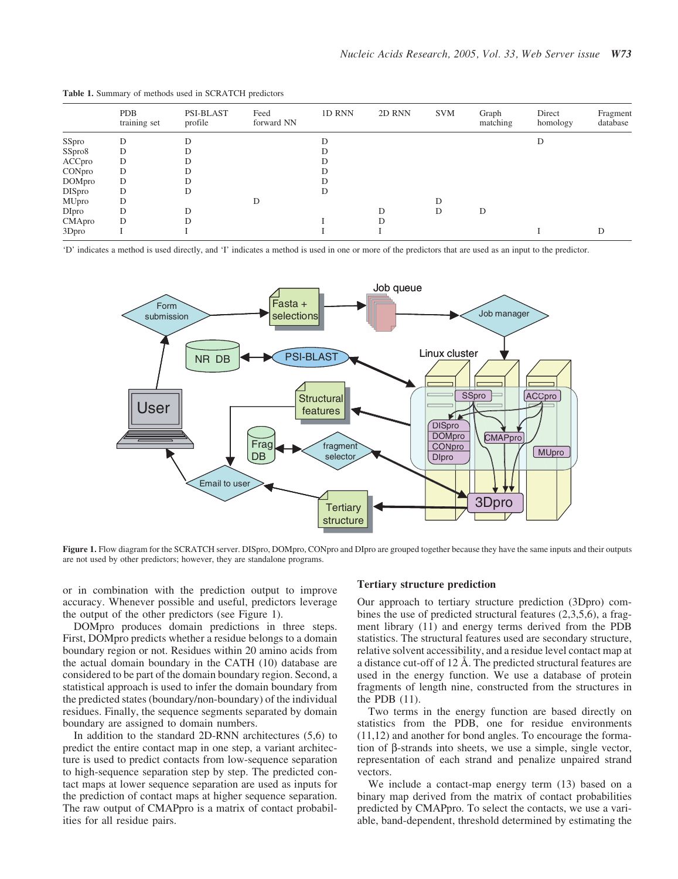**Table 1.** Summary of methods used in SCRATCH predictors

| | PDB training set | PSI-BLAST profile | Feed forward NN | 1D RNN | 2D RNN | SVM | Graph matching | Direct homology | Fragment database |
|---|---|---|---|---|---|---|---|---|---|
| SSpro | D | D | | D | | | | D | |
| SSpro8 | D | D | | D | | | | | |
| ACCpro | D | D | | D | | | | | |
| CONpro | D | D | | D | | | | | |
| DOMpro | D | D | | D | | | | | |
| DISpro | D | D | | D | | | | | |
| MUpro | D | | D | | | D | | | |
| DIpro | D | D | | | D | D | D | | |
| CMApro | D | D | | I | D | | | | |
| 3Dpro | I | I | | I | I | | | I | D |

'D' indicates a method is used directly, and 'I' indicates a method is used in one or more of the predictors that are used as an input to the predictor.

**Figure 1.** Flow diagram for the SCRATCH server. DISpro, DOMpro, CONpro and DIpro are grouped together because they have the same inputs and their outputs are not used by other predictors; however, they are standalone programs.

or in combination with the prediction output to improve accuracy. Whenever possible and useful, predictors leverage the output of the other predictors (see Figure 1).

DOMpro produces domain predictions in three steps. First, DOMpro predicts whether a residue belongs to a domain boundary region or not. Residues within 20 amino acids from the actual domain boundary in the CATH (10) database are considered to be part of the domain boundary region. Second, a statistical approach is used to infer the domain boundary from the predicted states (boundary/non-boundary) of the individual residues. Finally, the sequence segments separated by domain boundary are assigned to domain numbers.

In addition to the standard 2D-RNN architectures (5,6) to predict the entire contact map in one step, a variant architecture is used to predict contacts from low-sequence separation to high-sequence separation step by step. The predicted contact maps at lower sequence separation are used as inputs for the prediction of contact maps at higher sequence separation. The raw output of CMAPpro is a matrix of contact probabilities for all residue pairs.

## Tertiary structure prediction

Our approach to tertiary structure prediction (3Dpro) combines the use of predicted structural features (2,3,5,6), a fragment library (11) and energy terms derived from the PDB statistics. The structural features used are secondary structure, relative solvent accessibility, and a residue level contact map at a distance cut-off of 12 Å. The predicted structural features are used in the energy function. We use a database of protein fragments of length nine, constructed from the structures in the PDB (11).

Two terms in the energy function are based directly on statistics from the PDB, one for residue environments (11,12) and another for bond angles. To encourage the formation of β-strands into sheets, we use a simple, single vector, representation of each strand and penalize unpaired strand vectors.

We include a contact-map energy term (13) based on a binary map derived from the matrix of contact probabilities predicted by CMAPpro. To select the contacts, we use a variable, band-dependent, threshold determined by estimating the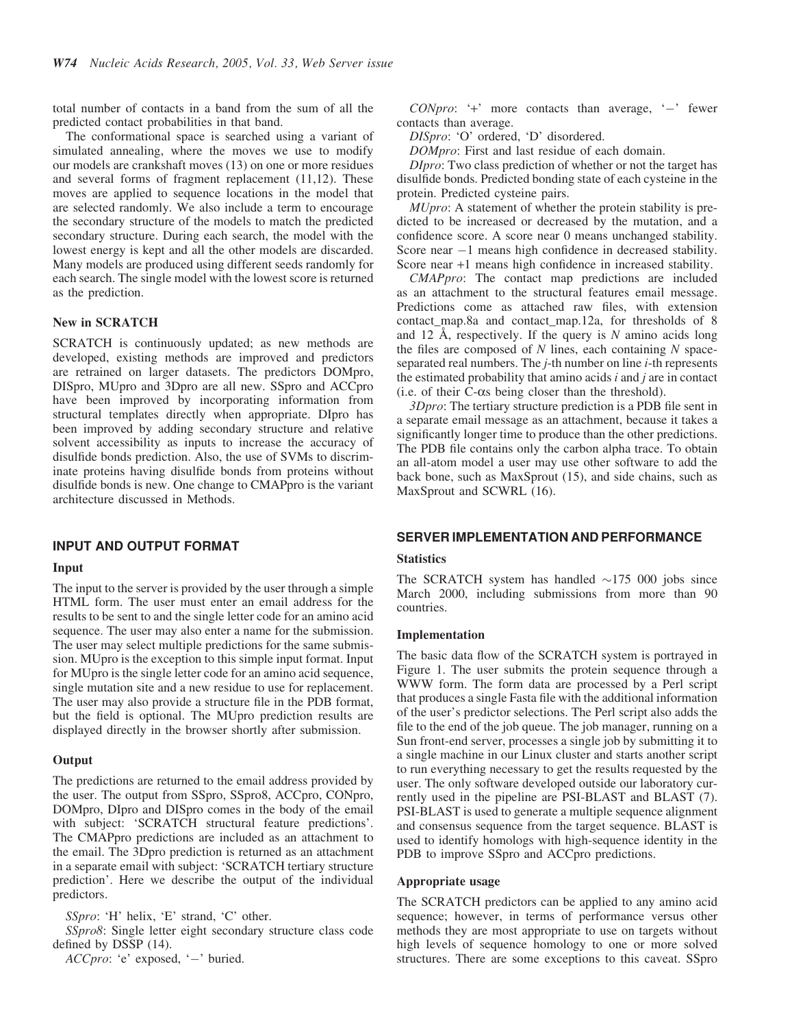total number of contacts in a band from the sum of all the predicted contact probabilities in that band.

The conformational space is searched using a variant of simulated annealing, where the moves we use to modify our models are crankshaft moves (13) on one or more residues and several forms of fragment replacement (11,12). These moves are applied to sequence locations in the model that are selected randomly. We also include a term to encourage the secondary structure of the models to match the predicted secondary structure. During each search, the model with the lowest energy is kept and all the other models are discarded. Many models are produced using different seeds randomly for each search. The single model with the lowest score is returned as the prediction.

### New in SCRATCH

SCRATCH is continuously updated; as new methods are developed, existing methods are improved and predictors are retrained on larger datasets. The predictors DOMpro, DISpro, MUpro and 3Dpro are all new. SSpro and ACCpro have been improved by incorporating information from structural templates directly when appropriate. DIpro has been improved by adding secondary structure and relative solvent accessibility as inputs to increase the accuracy of disulfide bonds prediction. Also, the use of SVMs to discriminate proteins having disulfide bonds from proteins without disulfide bonds is new. One change to CMAPpro is the variant architecture discussed in Methods.

## INPUT AND OUTPUT FORMAT

### Input

The input to the server is provided by the user through a simple HTML form. The user must enter an email address for the results to be sent to and the single letter code for an amino acid sequence. The user may also enter a name for the submission. The user may select multiple predictions for the same submission. MUpro is the exception to this simple input format. Input for MUpro is the single letter code for an amino acid sequence, single mutation site and a new residue to use for replacement. The user may also provide a structure file in the PDB format, but the field is optional. The MUpro prediction results are displayed directly in the browser shortly after submission.

### Output

The predictions are returned to the email address provided by the user. The output from SSpro, SSpro8, ACCpro, CONpro, DOMpro, DIpro and DISpro comes in the body of the email with subject: 'SCRATCH structural feature predictions'. The CMAPpro predictions are included as an attachment to the email. The 3Dpro prediction is returned as an attachment in a separate email with subject: 'SCRATCH tertiary structure prediction'. Here we describe the output of the individual predictors.

*SSpro*: 'H' helix, 'E' strand, 'C' other.

*SSpro8*: Single letter eight secondary structure class code defined by DSSP (14).

*ACCpro*: 'e' exposed, '−' buried.

*CONpro*: '+' more contacts than average, '−' fewer contacts than average.

*DISpro*: 'O' ordered, 'D' disordered.

*DOMpro*: First and last residue of each domain.

*DIpro*: Two class prediction of whether or not the target has disulfide bonds. Predicted bonding state of each cysteine in the protein. Predicted cysteine pairs.

*MUpro*: A statement of whether the protein stability is predicted to be increased or decreased by the mutation, and a confidence score. A score near 0 means unchanged stability. Score near −1 means high confidence in decreased stability. Score near +1 means high confidence in increased stability.

*CMAPpro*: The contact map predictions are included as an attachment to the structural features email message. Predictions come as attached raw files, with extension contact_map.8a and contact_map.12a, for thresholds of 8 and 12 Å, respectively. If the query is $N$ amino acids long the files are composed of $N$ lines, each containing $N$ space-separated real numbers. The $j$-th number on line $i$-th represents the estimated probability that amino acids $i$ and $j$ are in contact (i.e. of their C-$\alpha$s being closer than the threshold).

*3Dpro*: The tertiary structure prediction is a PDB file sent in a separate email message as an attachment, because it takes a significantly longer time to produce than the other predictions. The PDB file contains only the carbon alpha trace. To obtain an all-atom model a user may use other software to add the back bone, such as MaxSprout (15), and side chains, such as MaxSprout and SCWRL (16).

## SERVER IMPLEMENTATION AND PERFORMANCE

### Statistics

The SCRATCH system has handled ~175 000 jobs since March 2000, including submissions from more than 90 countries.

### Implementation

The basic data flow of the SCRATCH system is portrayed in Figure 1. The user submits the protein sequence through a WWW form. The form data are processed by a Perl script that produces a single Fasta file with the additional information of the user's predictor selections. The Perl script also adds the file to the end of the job queue. The job manager, running on a Sun front-end server, processes a single job by submitting it to a single machine in our Linux cluster and starts another script to run everything necessary to get the results requested by the user. The only software developed outside our laboratory currently used in the pipeline are PSI-BLAST and BLAST (7). PSI-BLAST is used to generate a multiple sequence alignment and consensus sequence from the target sequence. BLAST is used to identify homologs with high-sequence identity in the PDB to improve SSpro and ACCpro predictions.

### Appropriate usage

The SCRATCH predictors can be applied to any amino acid sequence; however, in terms of performance versus other methods they are most appropriate to use on targets without high levels of sequence homology to one or more solved structures. There are some exceptions to this caveat. SSpro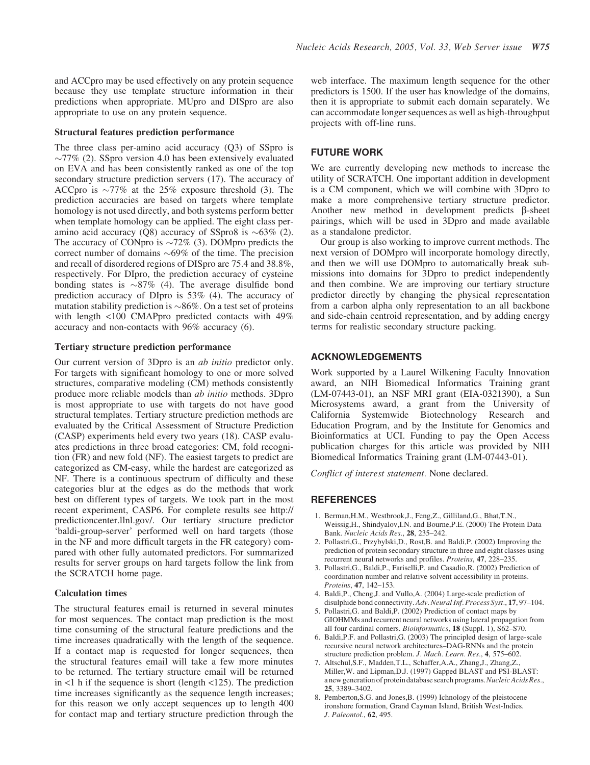and ACCpro may be used effectively on any protein sequence because they use template structure information in their predictions when appropriate. MUpro and DISpro are also appropriate to use on any protein sequence.

### Structural features prediction performance

The three class per-amino acid accuracy (Q3) of SSpro is ~77% (2). SSpro version 4.0 has been extensively evaluated on EVA and has been consistently ranked as one of the top secondary structure prediction servers (17). The accuracy of ACCpro is ~77% at the 25% exposure threshold (3). The prediction accuracies are based on targets where template homology is not used directly, and both systems perform better when template homology can be applied. The eight class per-amino acid accuracy (Q8) accuracy of SSpro8 is ~63% (2). The accuracy of CONpro is ~72% (3). DOMpro predicts the correct number of domains ~69% of the time. The precision and recall of disordered regions of DISpro are 75.4 and 38.8%, respectively. For DIpro, the prediction accuracy of cysteine bonding states is ~87% (4). The average disulfide bond prediction accuracy of DIpro is 53% (4). The accuracy of mutation stability prediction is ~86%. On a test set of proteins with length <100 CMAPpro predicted contacts with 49% accuracy and non-contacts with 96% accuracy (6).

### Tertiary structure prediction performance

Our current version of 3Dpro is an *ab initio* predictor only. For targets with significant homology to one or more solved structures, comparative modeling (CM) methods consistently produce more reliable models than *ab initio* methods. 3Dpro is most appropriate to use with targets do not have good structural templates. Tertiary structure prediction methods are evaluated by the Critical Assessment of Structure Prediction (CASP) experiments held every two years (18). CASP evaluates predictions in three broad categories: CM, fold recognition (FR) and new fold (NF). The easiest targets to predict are categorized as CM-easy, while the hardest are categorized as NF. There is a continuous spectrum of difficulty and these categories blur at the edges as do the methods that work best on different types of targets. We took part in the most recent experiment, CASP6. For complete results see http://predictioncenter.llnl.gov/. Our tertiary structure predictor 'baldi-group-server' performed well on hard targets (those in the NF and more difficult targets in the FR category) compared with other fully automated predictors. For summarized results for server groups on hard targets follow the link from the SCRATCH home page.

### Calculation times

The structural features email is returned in several minutes for most sequences. The contact map prediction is the most time consuming of the structural feature predictions and the time increases quadratically with the length of the sequence. If a contact map is requested for longer sequences, then the structural features email will take a few more minutes to be returned. The tertiary structure email will be returned in <1 h if the sequence is short (length <125). The prediction time increases significantly as the sequence length increases; for this reason we only accept sequences up to length 400 for contact map and tertiary structure prediction through the web interface. The maximum length sequence for the other predictors is 1500. If the user has knowledge of the domains, then it is appropriate to submit each domain separately. We can accommodate longer sequences as well as high-throughput projects with off-line runs.

## FUTURE WORK

We are currently developing new methods to increase the utility of SCRATCH. One important addition in development is a CM component, which we will combine with 3Dpro to make a more comprehensive tertiary structure predictor. Another new method in development predicts β-sheet pairings, which will be used in 3Dpro and made available as a standalone predictor.

Our group is also working to improve current methods. The next version of DOMpro will incorporate homology directly, and then we will use DOMpro to automatically break submissions into domains for 3Dpro to predict independently and then combine. We are improving our tertiary structure predictor directly by changing the physical representation from a carbon alpha only representation to an all backbone and side-chain centroid representation, and by adding energy terms for realistic secondary structure packing.

## ACKNOWLEDGEMENTS

Work supported by a Laurel Wilkening Faculty Innovation award, an NIH Biomedical Informatics Training grant (LM-07443-01), an NSF MRI grant (EIA-0321390), a Sun Microsystems award, a grant from the University of California Systemwide Biotechnology Research and Education Program, and by the Institute for Genomics and Bioinformatics at UCI. Funding to pay the Open Access publication charges for this article was provided by NIH Biomedical Informatics Training grant (LM-07443-01).

*Conflict of interest statement*. None declared.

## REFERENCES

1. Berman,H.M., Westbrook,J., Feng,Z., Gilliland,G., Bhat,T.N., Weissig,H., Shindyalov,I.N. and Bourne,P.E. (2000) The Protein Data Bank. *Nucleic Acids Res.*, **28**, 235–242.
2. Pollastri,G., Przybylski,D., Rost,B. and Baldi,P. (2002) Improving the prediction of protein secondary structure in three and eight classes using recurrent neural networks and profiles. *Proteins*, **47**, 228–235.
3. Pollastri,G., Baldi,P., Fariselli,P. and Casadio,R. (2002) Prediction of coordination number and relative solvent accessibility in proteins. *Proteins*, **47**, 142–153.
4. Baldi,P., Cheng,J. and Vullo,A. (2004) Large-scale prediction of disulphide bond connectivity. *Adv. Neural Inf. Process Syst.*, **17**, 97–104.
5. Pollastri,G. and Baldi,P. (2002) Prediction of contact maps by GIOHMMs and recurrent neural networks using lateral propagation from all four cardinal corners. *Bioinformatics*, **18** (Suppl. 1), S62–S70.
6. Baldi,P.F. and Pollastri,G. (2003) The principled design of large-scale recursive neural network architectures–DAG-RNNs and the protein structure prediction problem. *J. Mach. Learn. Res.*, **4**, 575–602.
7. Altschul,S.F., Madden,T.L., Schaffer,A.A., Zhang,J., Zhang,Z., Miller,W. and Lipman,D.J. (1997) Gapped BLAST and PSI-BLAST: a new generation of protein database search programs. *Nucleic Acids Res.*, **25**, 3389–3402.
8. Pemberton,S.G. and Jones,B. (1999) Ichnology of the pleistocene ironshore formation, Grand Cayman Island, British West-Indies. *J. Paleontol.*, **62**, 495.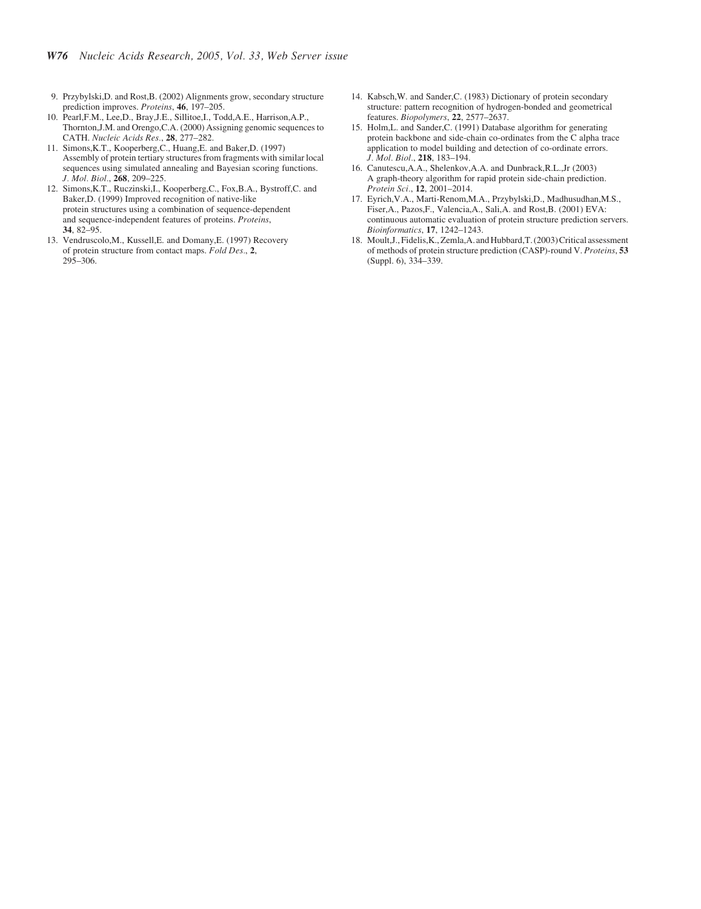9. Przybylski,D. and Rost,B. (2002) Alignments grow, secondary structure prediction improves. *Proteins*, **46**, 197–205.
10. Pearl,F.M., Lee,D., Bray,J.E., Sillitoe,I., Todd,A.E., Harrison,A.P., Thornton,J.M. and Orengo,C.A. (2000) Assigning genomic sequences to CATH. *Nucleic Acids Res.*, **28**, 277–282.
11. Simons,K.T., Kooperberg,C., Huang,E. and Baker,D. (1997) Assembly of protein tertiary structures from fragments with similar local sequences using simulated annealing and Bayesian scoring functions. *J. Mol. Biol.*, **268**, 209–225.
12. Simons,K.T., Ruczinski,I., Kooperberg,C., Fox,B.A., Bystroff,C. and Baker,D. (1999) Improved recognition of native-like protein structures using a combination of sequence-dependent and sequence-independent features of proteins. *Proteins*, **34**, 82–95.
13. Vendruscolo,M., Kussell,E. and Domany,E. (1997) Recovery of protein structure from contact maps. *Fold Des.*, **2**, 295–306.
14. Kabsch,W. and Sander,C. (1983) Dictionary of protein secondary structure: pattern recognition of hydrogen-bonded and geometrical features. *Biopolymers*, **22**, 2577–2637.
15. Holm,L. and Sander,C. (1991) Database algorithm for generating protein backbone and side-chain co-ordinates from the C alpha trace application to model building and detection of co-ordinate errors. *J. Mol. Biol.*, **218**, 183–194.
16. Canutescu,A.A., Shelenkov,A.A. and Dunbrack,R.L.,Jr (2003) A graph-theory algorithm for rapid protein side-chain prediction. *Protein Sci.*, **12**, 2001–2014.
17. Eyrich,V.A., Marti-Renom,M.A., Przybylski,D., Madhusudhan,M.S., Fiser,A., Pazos,F., Valencia,A., Sali,A. and Rost,B. (2001) EVA: continuous automatic evaluation of protein structure prediction servers. *Bioinformatics*, **17**, 1242–1243.
18. Moult,J., Fidelis,K., Zemla,A. and Hubbard,T. (2003) Critical assessment of methods of protein structure prediction (CASP)-round V. *Proteins*, **53** (Suppl. 6), 334–339.